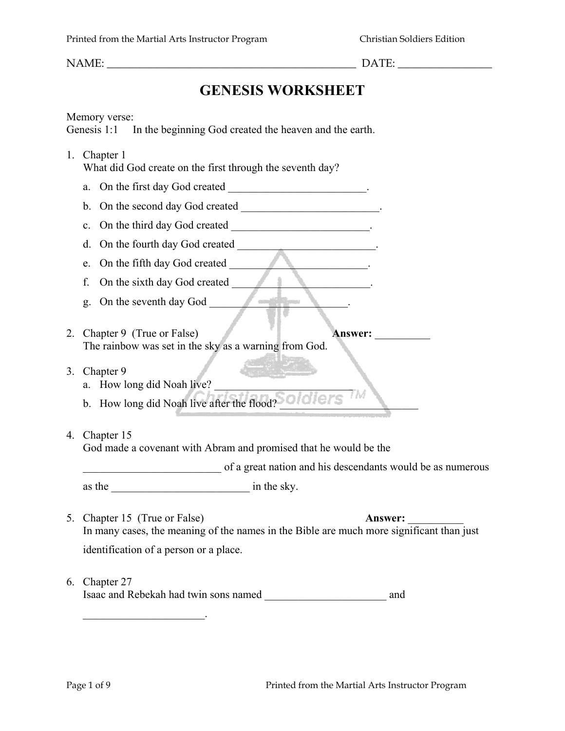NAME: _______________________________________________ DATE: _________________

# GENESIS WORKSHEET

Memory verse:
Genesis 1:1 In the beginning God created the heaven and the earth.

1. Chapter 1
   What did God create on the first through the seventh day?
   a. On the first day God created _________________________.
   b. On the second day God created _________________________.
   c. On the third day God created _________________________.
   d. On the fourth day God created _________________________.
   e. On the fifth day God created _________________________.
   f. On the sixth day God created _________________________.
   g. On the seventh day God _________________________.

2. Chapter 9 (True or False) **Answer:** __________
   The rainbow was set in the sky as a warning from God.

3. Chapter 9
   a. How long did Noah live? _________________________
   b. How long did Noah live after the flood? _________________________

4. Chapter 15
   God made a covenant with Abram and promised that he would be the _________________________ of a great nation and his descendants would be as numerous as the _________________________ in the sky.

5. Chapter 15 (True or False) **Answer:** __________
   In many cases, the meaning of the names in the Bible are much more significant than just identification of a person or a place.

6. Chapter 27
   Isaac and Rebekah had twin sons named ______________________ and ______________________.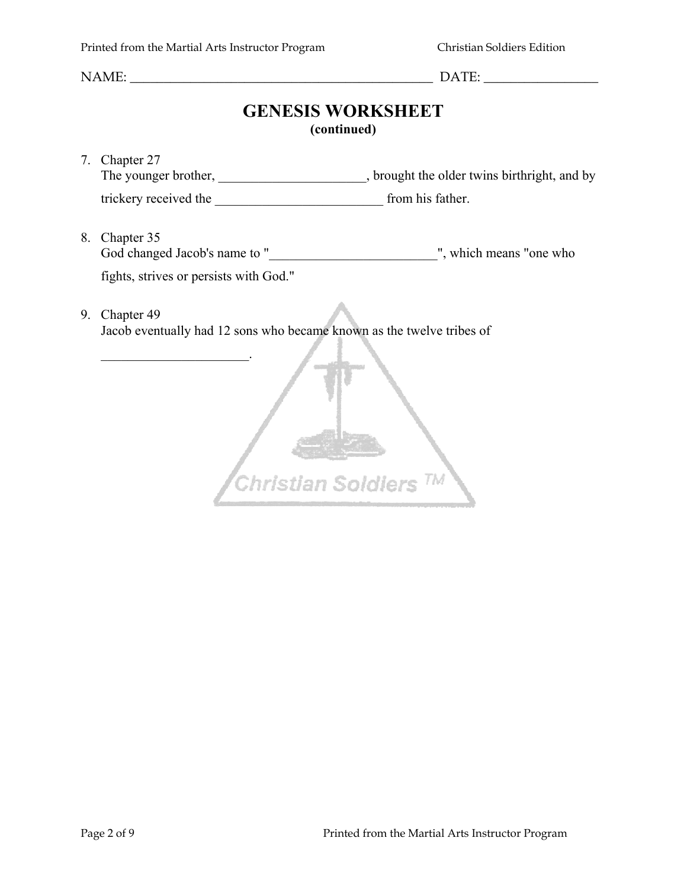NAME: _______________________________________________ DATE: _________________

# GENESIS WORKSHEET
**(continued)**

7. Chapter 27
   The younger brother, ______________________, brought the older twins birthright, and by trickery received the _________________________ from his father.

8. Chapter 35
   God changed Jacob's name to "_________________________", which means "one who fights, strives or persists with God."

9. Chapter 49
   Jacob eventually had 12 sons who became known as the twelve tribes of ______________________.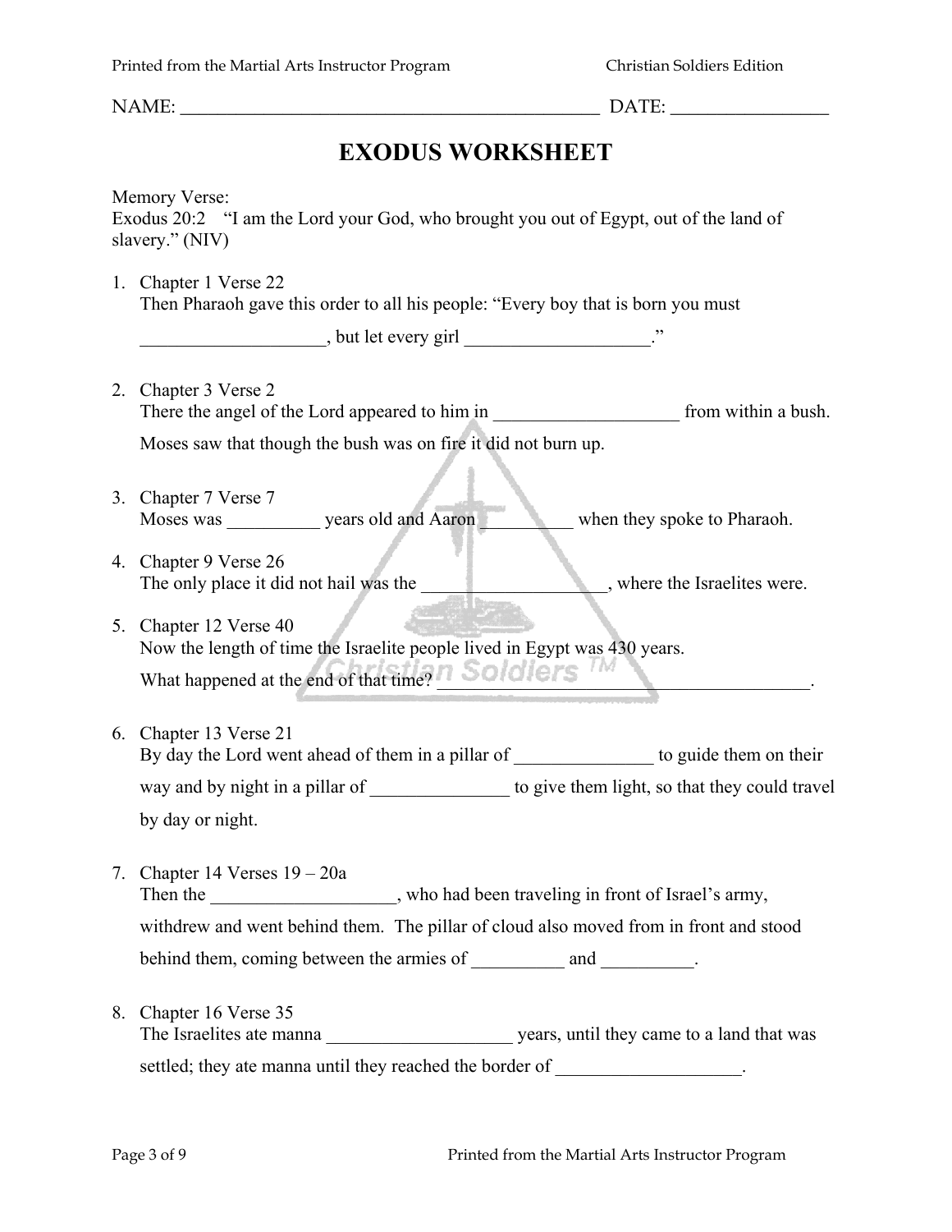NAME: _______________________________________________ DATE: _________________

# EXODUS WORKSHEET

Memory Verse:
Exodus 20:2 "I am the Lord your God, who brought you out of Egypt, out of the land of slavery." (NIV)

1. Chapter 1 Verse 22
   Then Pharaoh gave this order to all his people: "Every boy that is born you must ____________________, but let every girl ____________________."

2. Chapter 3 Verse 2
   There the angel of the Lord appeared to him in ____________________ from within a bush. Moses saw that though the bush was on fire it did not burn up.

3. Chapter 7 Verse 7
   Moses was __________ years old and Aaron __________ when they spoke to Pharaoh.

4. Chapter 9 Verse 26
   The only place it did not hail was the ____________________, where the Israelites were.

5. Chapter 12 Verse 40
   Now the length of time the Israelite people lived in Egypt was 430 years.
   What happened at the end of that time? ____________________________________________.

6. Chapter 13 Verse 21
   By day the Lord went ahead of them in a pillar of _______________ to guide them on their way and by night in a pillar of _______________ to give them light, so that they could travel by day or night.

7. Chapter 14 Verses 19 – 20a
   Then the ____________________, who had been traveling in front of Israel's army, withdrew and went behind them. The pillar of cloud also moved from in front and stood behind them, coming between the armies of __________ and __________.

8. Chapter 16 Verse 35
   The Israelites ate manna ____________________ years, until they came to a land that was settled; they ate manna until they reached the border of ____________________.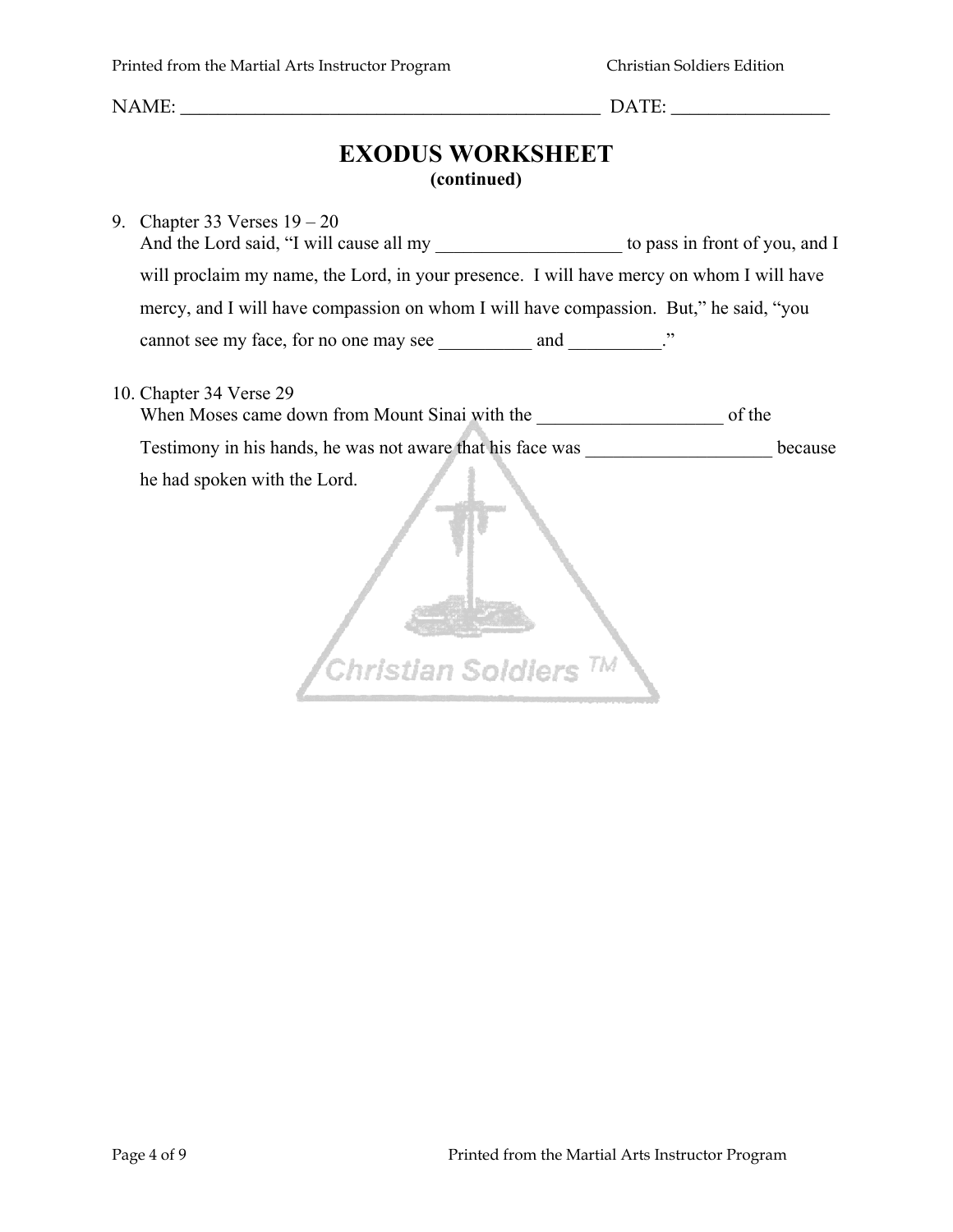NAME: ______________________________________________ DATE: ________________

# EXODUS WORKSHEET

**(continued)**

9. Chapter 33 Verses 19 – 20
   And the Lord said, "I will cause all my ___________________ to pass in front of you, and I will proclaim my name, the Lord, in your presence. I will have mercy on whom I will have mercy, and I will have compassion on whom I will have compassion. But," he said, "you cannot see my face, for no one may see __________ and __________."

10. Chapter 34 Verse 29
    When Moses came down from Mount Sinai with the ___________________ of the Testimony in his hands, he was not aware that his face was ___________________ because he had spoken with the Lord.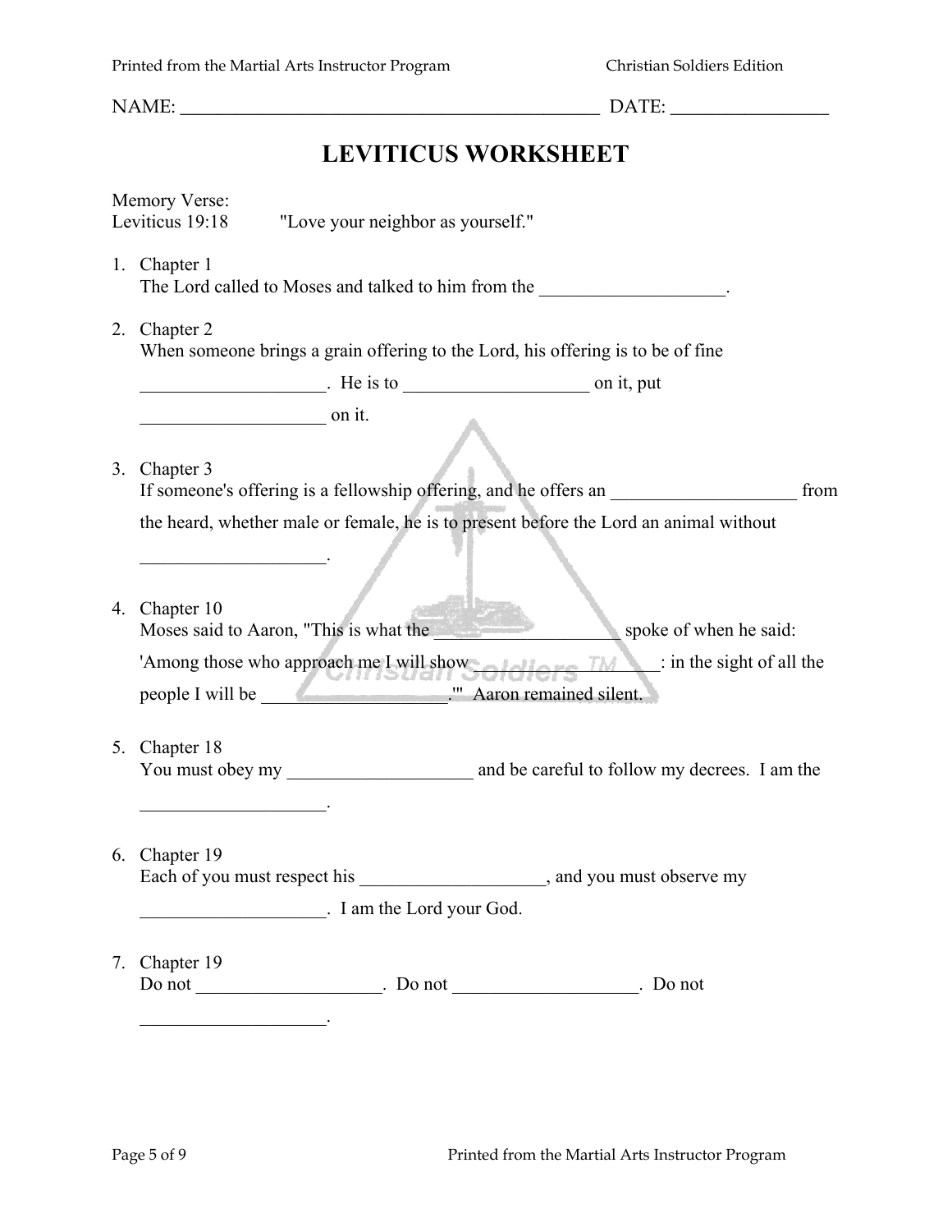NAME: ______________________________________________ DATE: ________________

# LEVITICUS WORKSHEET

Memory Verse:
Leviticus 19:18 "Love your neighbor as yourself."

1. Chapter 1
   The Lord called to Moses and talked to him from the ___________________.

2. Chapter 2
   When someone brings a grain offering to the Lord, his offering is to be of fine ___________________. He is to ___________________ on it, put ___________________ on it.

3. Chapter 3
   If someone's offering is a fellowship offering, and he offers an ___________________ from the heard, whether male or female, he is to present before the Lord an animal without ___________________.

4. Chapter 10
   Moses said to Aaron, "This is what the ___________________ spoke of when he said: 'Among those who approach me I will show ___________________: in the sight of all the people I will be ___________________.'" Aaron remained silent.

5. Chapter 18
   You must obey my ___________________ and be careful to follow my decrees. I am the ___________________.

6. Chapter 19
   Each of you must respect his ___________________, and you must observe my ___________________. I am the Lord your God.

7. Chapter 19
   Do not ___________________. Do not ___________________. Do not ___________________.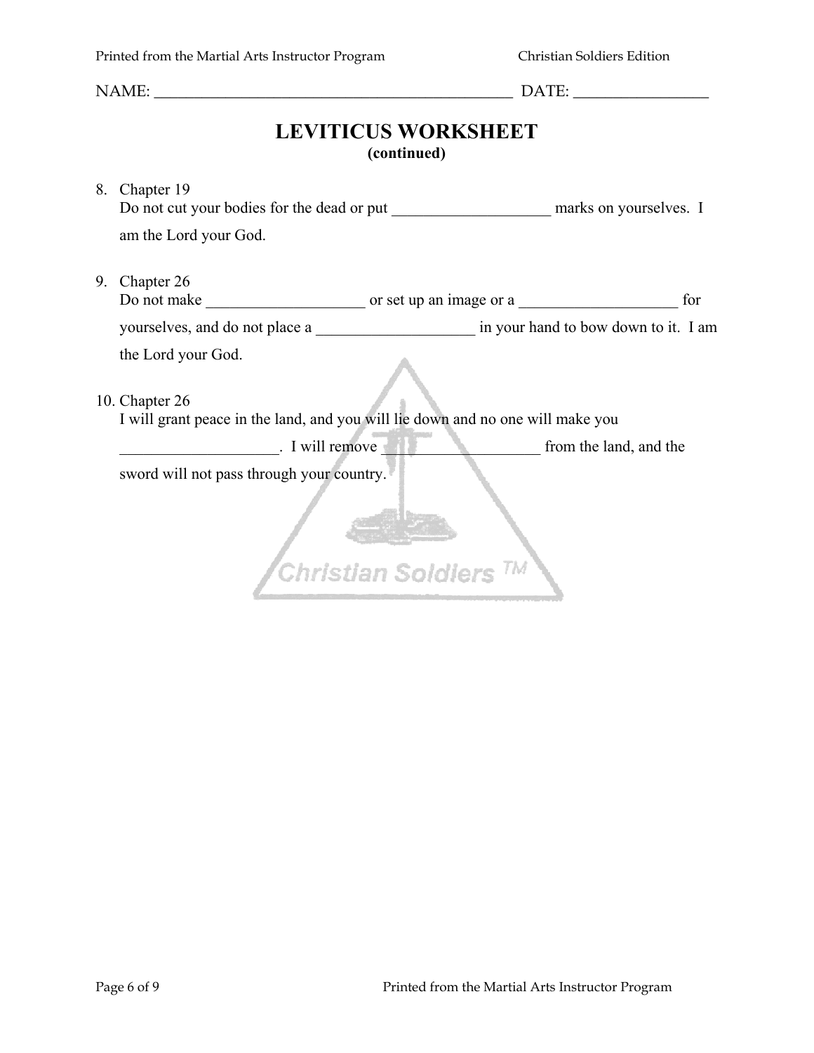NAME: ______________________________________________ DATE: ________________

# LEVITICUS WORKSHEET

**(continued)**

8. Chapter 19
   Do not cut your bodies for the dead or put ____________________ marks on yourselves. I am the Lord your God.

9. Chapter 26
   Do not make ____________________ or set up an image or a ____________________ for yourselves, and do not place a ____________________ in your hand to bow down to it. I am the Lord your God.

10. Chapter 26
    I will grant peace in the land, and you will lie down and no one will make you ____________________. I will remove ____________________ from the land, and the sword will not pass through your country.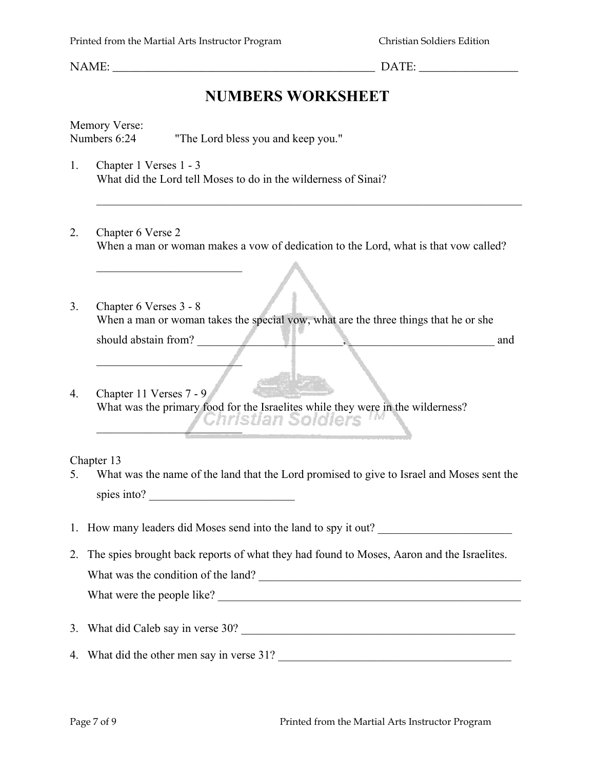NAME: _______________________________________________ DATE: _________________

# NUMBERS WORKSHEET

Memory Verse:
Numbers 6:24 "The Lord bless you and keep you."

1. Chapter 1 Verses 1 - 3
   What did the Lord tell Moses to do in the wilderness of Sinai?

   ______________________________________________________________________________

2. Chapter 6 Verse 2
   When a man or woman makes a vow of dedication to the Lord, what is that vow called?

   _________________________

3. Chapter 6 Verses 3 - 8
   When a man or woman takes the special vow, what are the three things that he or she should abstain from? _________________________, _________________________ and _________________________

4. Chapter 11 Verses 7 - 9
   What was the primary food for the Israelites while they were in the wilderness?

   _________________________

Chapter 13

5. What was the name of the land that the Lord promised to give to Israel and Moses sent the spies into? _________________________

1. How many leaders did Moses send into the land to spy it out? _______________________

2. The spies brought back reports of what they had found to Moses, Aaron and the Israelites.
   What was the condition of the land? _______________________________________________
   What were the people like? _____________________________________________________

3. What did Caleb say in verse 30? _________________________________________________

4. What did the other men say in verse 31? __________________________________________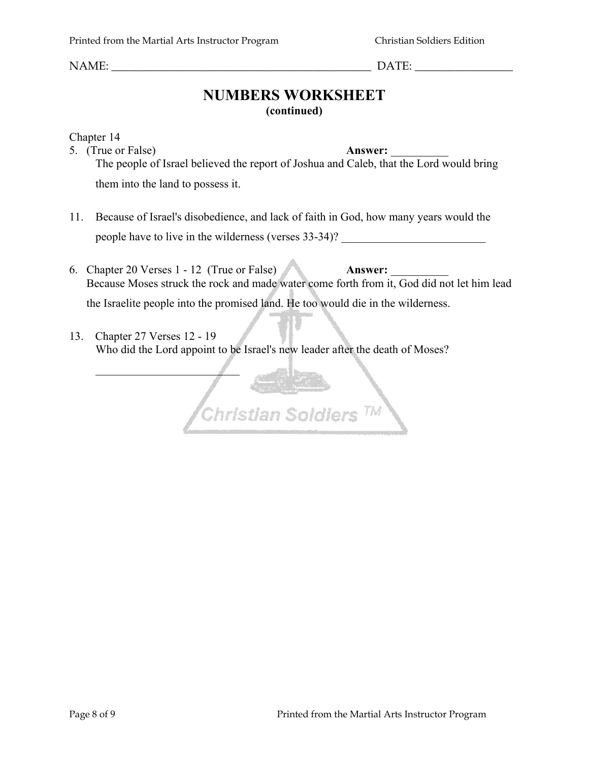NAME: ______________________________________________ DATE: _________________

# NUMBERS WORKSHEET

**(continued)**

Chapter 14

5. (True or False) **Answer:** __________

   The people of Israel believed the report of Joshua and Caleb, that the Lord would bring them into the land to possess it.

11. Because of Israel's disobedience, and lack of faith in God, how many years would the people have to live in the wilderness (verses 33-34)? _________________________

6. Chapter 20 Verses 1 - 12 (True or False) **Answer:** __________

   Because Moses struck the rock and made water come forth from it, God did not let him lead the Israelite people into the promised land. He too would die in the wilderness.

13. Chapter 27 Verses 12 - 19

    Who did the Lord appoint to be Israel's new leader after the death of Moses?

    _________________________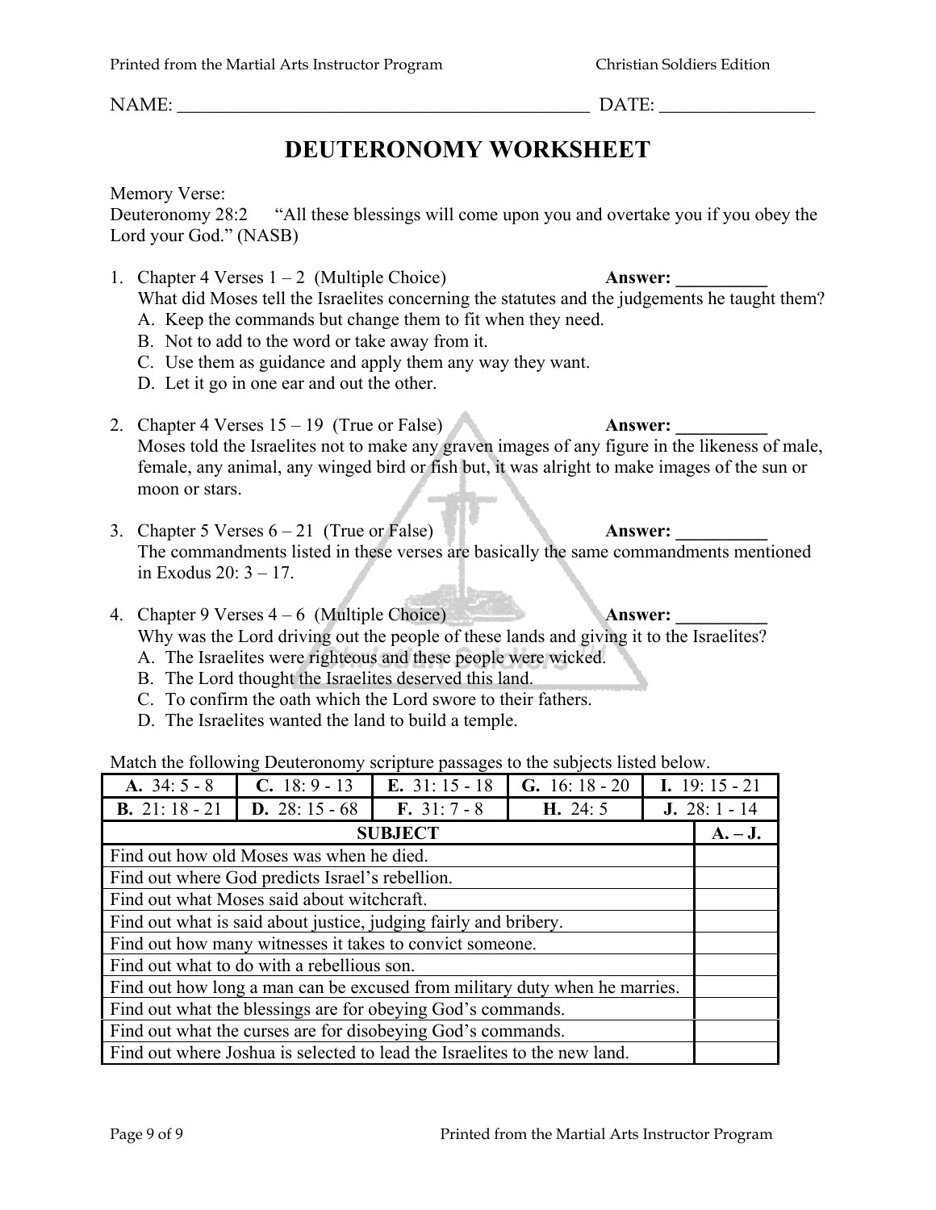NAME: _______________________________________________ DATE: _________________

# DEUTERONOMY WORKSHEET

Memory Verse:
Deuteronomy 28:2 "All these blessings will come upon you and overtake you if you obey the Lord your God." (NASB)

1. Chapter 4 Verses 1 – 2 (Multiple Choice) **Answer: __________**
   What did Moses tell the Israelites concerning the statutes and the judgements he taught them?
   A. Keep the commands but change them to fit when they need.
   B. Not to add to the word or take away from it.
   C. Use them as guidance and apply them any way they want.
   D. Let it go in one ear and out the other.

2. Chapter 4 Verses 15 – 19 (True or False) **Answer: __________**
   Moses told the Israelites not to make any graven images of any figure in the likeness of male, female, any animal, any winged bird or fish but, it was alright to make images of the sun or moon or stars.

3. Chapter 5 Verses 6 – 21 (True or False) **Answer: __________**
   The commandments listed in these verses are basically the same commandments mentioned in Exodus 20: 3 – 17.

4. Chapter 9 Verses 4 – 6 (Multiple Choice) **Answer: __________**
   Why was the Lord driving out the people of these lands and giving it to the Israelites?
   A. The Israelites were righteous and these people were wicked.
   B. The Lord thought the Israelites deserved this land.
   C. To confirm the oath which the Lord swore to their fathers.
   D. The Israelites wanted the land to build a temple.

Match the following Deuteronomy scripture passages to the subjects listed below.

| | | | | |
|---|---|---|---|---|
| **A.** 34: 5 - 8 | **C.** 18: 9 - 13 | **E.** 31: 15 - 18 | **G.** 16: 18 - 20 | **I.** 19: 15 - 21 |
| **B.** 21: 18 - 21 | **D.** 28: 15 - 68 | **F.** 31: 7 - 8 | **H.** 24: 5 | **J.** 28: 1 - 14 |

| **SUBJECT** | **A. – J.** |
|---|---|
| Find out how old Moses was when he died. | |
| Find out where God predicts Israel's rebellion. | |
| Find out what Moses said about witchcraft. | |
| Find out what is said about justice, judging fairly and bribery. | |
| Find out how many witnesses it takes to convict someone. | |
| Find out what to do with a rebellious son. | |
| Find out how long a man can be excused from military duty when he marries. | |
| Find out what the blessings are for obeying God's commands. | |
| Find out what the curses are for disobeying God's commands. | |
| Find out where Joshua is selected to lead the Israelites to the new land. | |